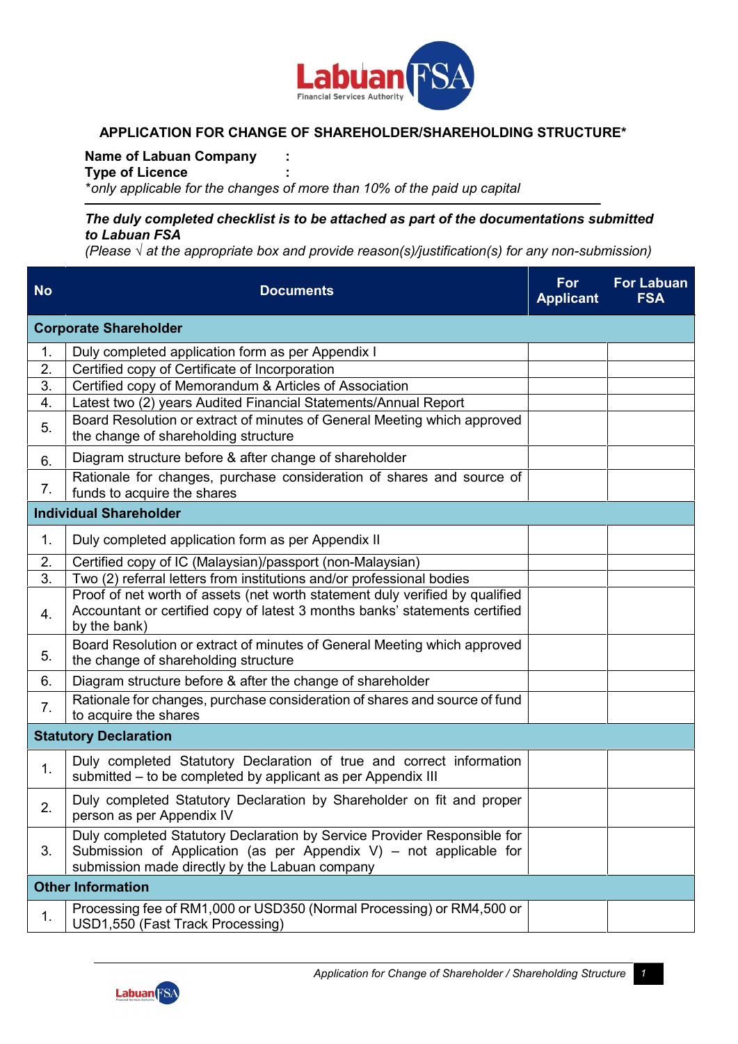# APPLICATION FOR CHANGE OF SHAREHOLDER/SHAREHOLDING STRUCTURE*

**Name of Labuan Company :**
**Type of Licence :**
*\*only applicable for the changes of more than 10% of the paid up capital*

***The duly completed checklist is to be attached as part of the documentations submitted to Labuan FSA***
*(Please √ at the appropriate box and provide reason(s)/justification(s) for any non-submission)*

| No | Documents | For Applicant | For Labuan FSA |
|---|---|---|---|
| **Corporate Shareholder** | | | |
| 1. | Duly completed application form as per Appendix I | | |
| 2. | Certified copy of Certificate of Incorporation | | |
| 3. | Certified copy of Memorandum & Articles of Association | | |
| 4. | Latest two (2) years Audited Financial Statements/Annual Report | | |
| 5. | Board Resolution or extract of minutes of General Meeting which approved the change of shareholding structure | | |
| 6. | Diagram structure before & after change of shareholder | | |
| 7. | Rationale for changes, purchase consideration of shares and source of funds to acquire the shares | | |
| **Individual Shareholder** | | | |
| 1. | Duly completed application form as per Appendix II | | |
| 2. | Certified copy of IC (Malaysian)/passport (non-Malaysian) | | |
| 3. | Two (2) referral letters from institutions and/or professional bodies | | |
| 4. | Proof of net worth of assets (net worth statement duly verified by qualified Accountant or certified copy of latest 3 months banks' statements certified by the bank) | | |
| 5. | Board Resolution or extract of minutes of General Meeting which approved the change of shareholding structure | | |
| 6. | Diagram structure before & after the change of shareholder | | |
| 7. | Rationale for changes, purchase consideration of shares and source of fund to acquire the shares | | |
| **Statutory Declaration** | | | |
| 1. | Duly completed Statutory Declaration of true and correct information submitted – to be completed by applicant as per Appendix III | | |
| 2. | Duly completed Statutory Declaration by Shareholder on fit and proper person as per Appendix IV | | |
| 3. | Duly completed Statutory Declaration by Service Provider Responsible for Submission of Application (as per Appendix V) – not applicable for submission made directly by the Labuan company | | |
| **Other Information** | | | |
| 1. | Processing fee of RM1,000 or USD350 (Normal Processing) or RM4,500 or USD1,550 (Fast Track Processing) | | |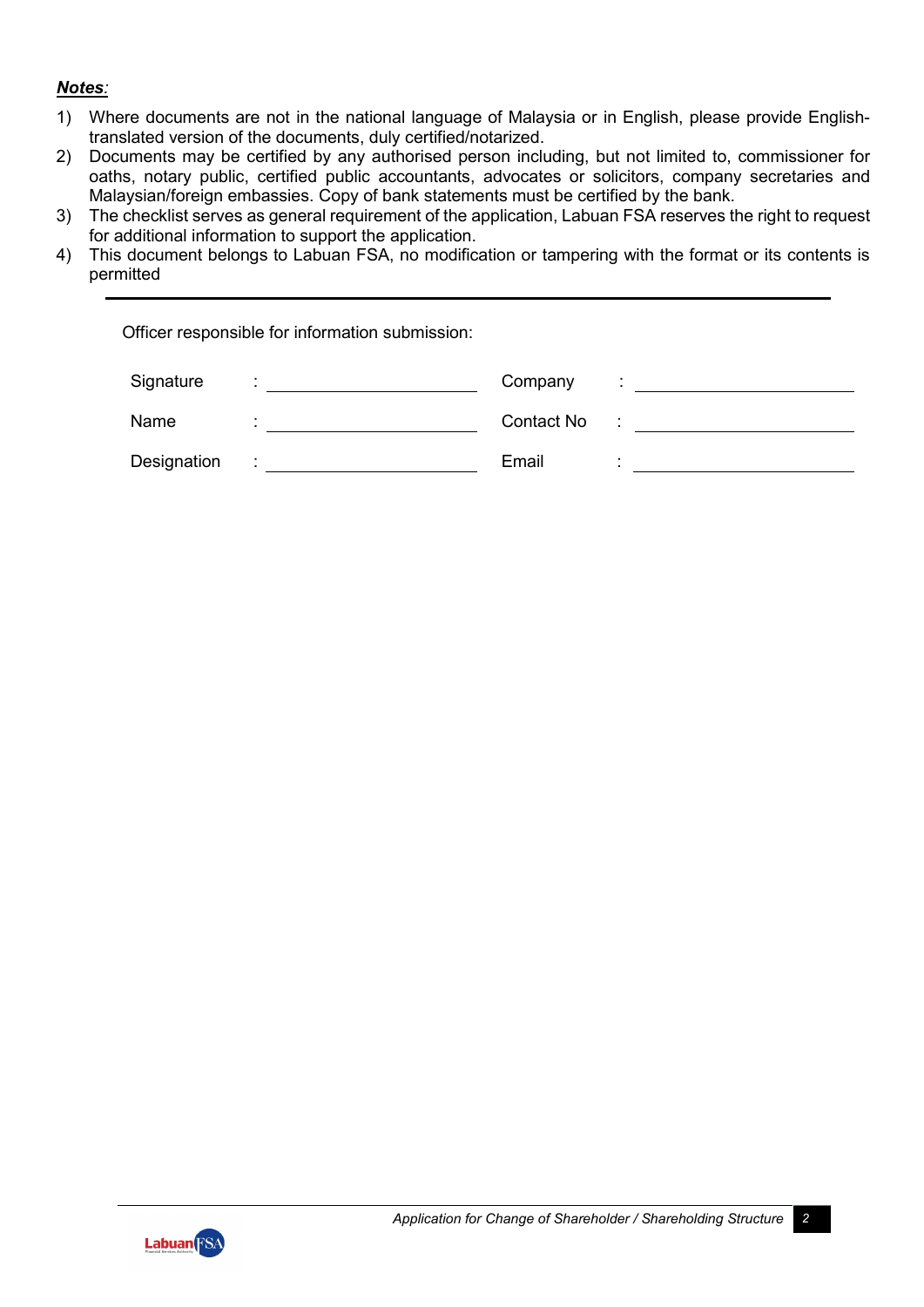***Notes**:*

1) Where documents are not in the national language of Malaysia or in English, please provide English-translated version of the documents, duly certified/notarized.
2) Documents may be certified by any authorised person including, but not limited to, commissioner for oaths, notary public, certified public accountants, advocates or solicitors, company secretaries and Malaysian/foreign embassies. Copy of bank statements must be certified by the bank.
3) The checklist serves as general requirement of the application, Labuan FSA reserves the right to request for additional information to support the application.
4) This document belongs to Labuan FSA, no modification or tampering with the format or its contents is permitted

---

Officer responsible for information submission:

| | | | | | |
|---|---|---|---|---|---|
| Signature | : | ______________________ | Company | : | ______________________ |
| Name | : | ______________________ | Contact No | : | ______________________ |
| Designation | : | ______________________ | Email | : | ______________________ |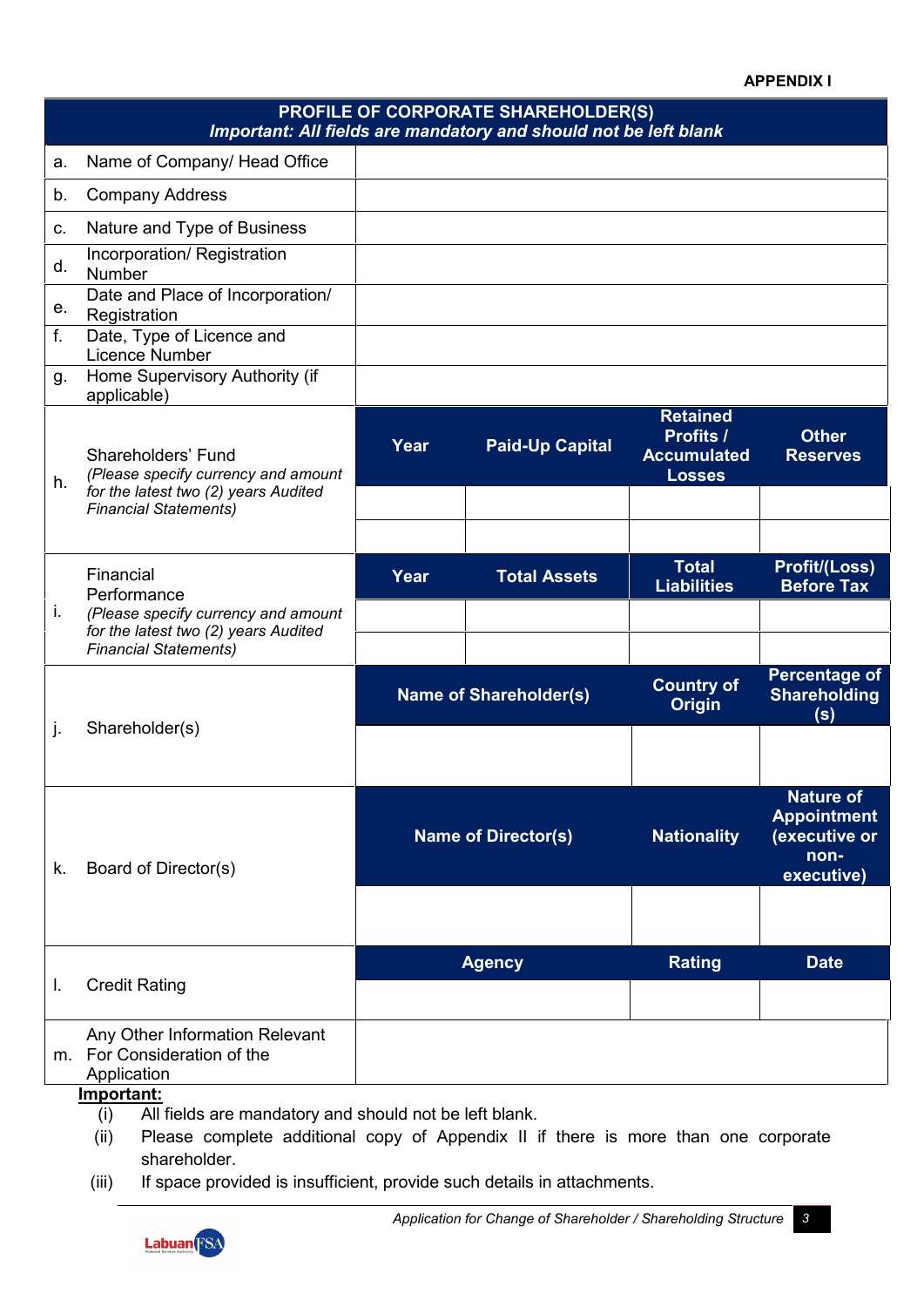**APPENDIX I**

## PROFILE OF CORPORATE SHAREHOLDER(S)

***Important: All fields are mandatory and should not be left blank***

| | | | | | |
|---|---|---|---|---|---|
| a. | Name of Company/ Head Office | | | | |
| b. | Company Address | | | | |
| c. | Nature and Type of Business | | | | |
| d. | Incorporation/ Registration Number | | | | |
| e. | Date and Place of Incorporation/ Registration | | | | |
| f. | Date, Type of Licence and Licence Number | | | | |
| g. | Home Supervisory Authority (if applicable) | | | | |
| h. | Shareholders' Fund *(Please specify currency and amount for the latest two (2) years Audited Financial Statements)* | **Year** | **Paid-Up Capital** | **Retained Profits / Accumulated Losses** | **Other Reserves** |
| | | | | | |
| | | | | | |
| i. | Financial Performance *(Please specify currency and amount for the latest two (2) years Audited Financial Statements)* | **Year** | **Total Assets** | **Total Liabilities** | **Profit/(Loss) Before Tax** |
| | | | | | |
| | | | | | |
| j. | Shareholder(s) | **Name of Shareholder(s)** | | **Country of Origin** | **Percentage of Shareholding (s)** |
| | | | | | |
| k. | Board of Director(s) | **Name of Director(s)** | | **Nationality** | **Nature of Appointment (executive or non-executive)** |
| | | | | | |
| l. | Credit Rating | **Agency** | | **Rating** | **Date** |
| | | | | | |
| m. | Any Other Information Relevant For Consideration of the Application | | | | |

**Important:**

(i) All fields are mandatory and should not be left blank.

(ii) Please complete additional copy of Appendix II if there is more than one corporate shareholder.

(iii) If space provided is insufficient, provide such details in attachments.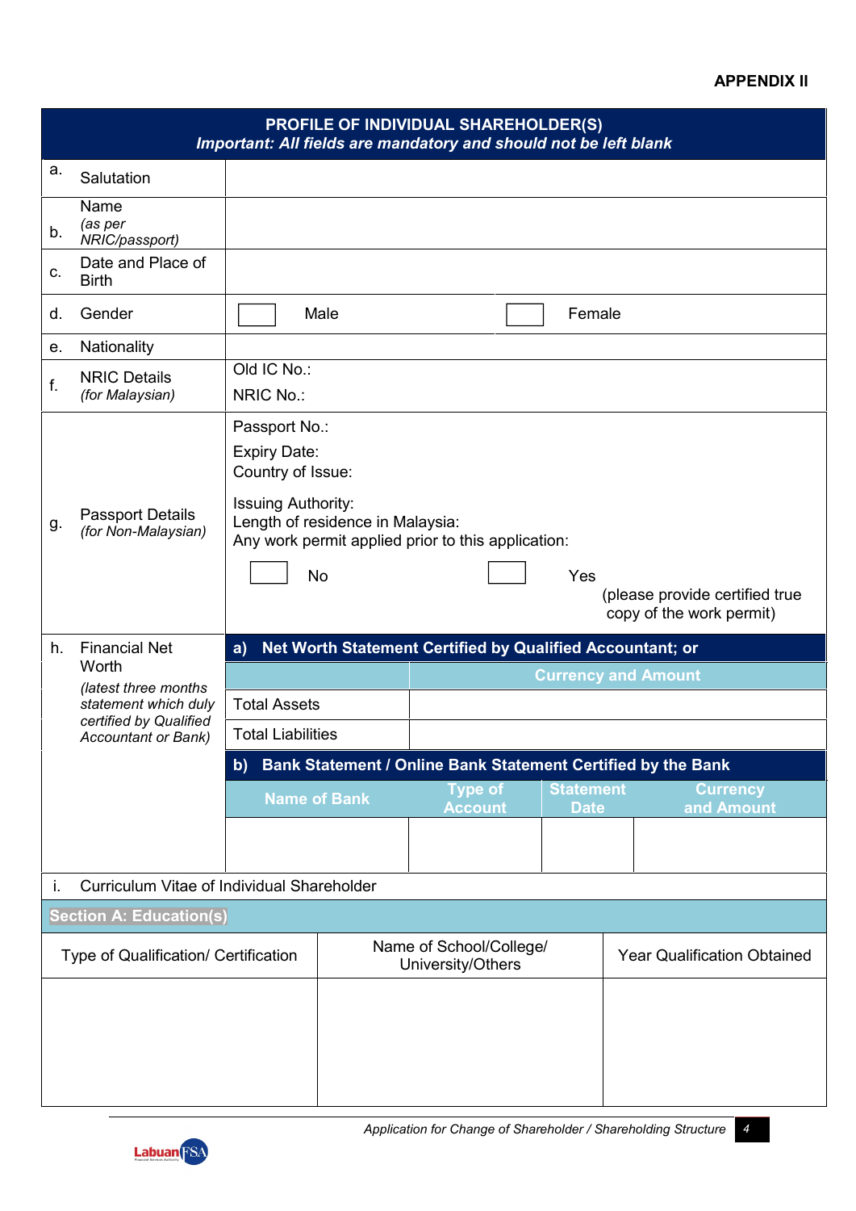**APPENDIX II**

| **PROFILE OF INDIVIDUAL SHAREHOLDER(S)** *Important: All fields are mandatory and should not be left blank* | | | | | |
|---|---|---|---|---|---|
| a. | Salutation | | | | |
| b. | Name *(as per NRIC/passport)* | | | | |
| c. | Date and Place of Birth | | | | |
| d. | Gender | ☐ Male | | ☐ Female | |
| e. | Nationality | | | | |
| f. | NRIC Details *(for Malaysian)* | Old IC No.: NRIC No.: | | | |
| g. | Passport Details *(for Non-Malaysian)* | Passport No.: Expiry Date: Country of Issue: Issuing Authority: Length of residence in Malaysia: Any work permit applied prior to this application: ☐ No ☐ Yes (please provide certified true copy of the work permit) | | | |
| h. | Financial Net Worth *(latest three months statement which duly certified by Qualified Accountant or Bank)* | **a) Net Worth Statement Certified by Qualified Accountant; or** | | | |
| | | | **Currency and Amount** | | |
| | | Total Assets | | | |
| | | Total Liabilities | | | |
| | | **b) Bank Statement / Online Bank Statement Certified by the Bank** | | | |
| | | **Name of Bank** | **Type of Account** | **Statement Date** | **Currency and Amount** |
| | | | | | |
| i. | Curriculum Vitae of Individual Shareholder | | | | |

**Section A: Education(s)**

| Type of Qualification/ Certification | Name of School/College/ University/Others | Year Qualification Obtained |
|---|---|---|
| | | |

*Application for Change of Shareholder / Shareholding Structure*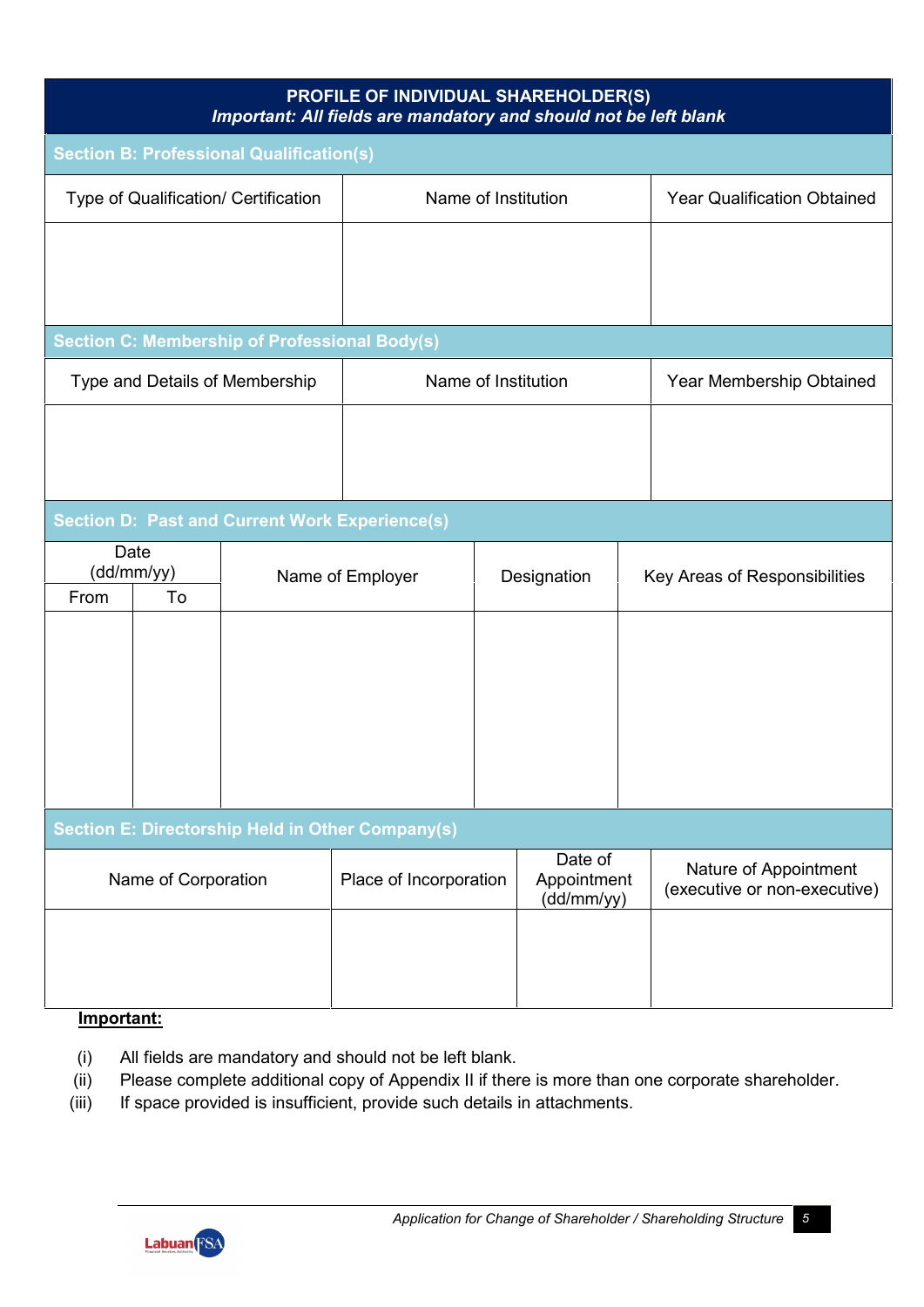## PROFILE OF INDIVIDUAL SHAREHOLDER(S)

***Important: All fields are mandatory and should not be left blank***

### Section B: Professional Qualification(s)

| Type of Qualification/ Certification | Name of Institution | Year Qualification Obtained |
|---|---|---|
| | | |

### Section C: Membership of Professional Body(s)

| Type and Details of Membership | Name of Institution | Year Membership Obtained |
|---|---|---|
| | | |

### Section D: Past and Current Work Experience(s)

| Date (dd/mm/yy) | | Name of Employer | Designation | Key Areas of Responsibilities |
|---|---|---|---|---|
| From | To | | | |
| | | | | |

### Section E: Directorship Held in Other Company(s)

| Name of Corporation | Place of Incorporation | Date of Appointment (dd/mm/yy) | Nature of Appointment (executive or non-executive) |
|---|---|---|---|
| | | | |

**Important:**

(i) All fields are mandatory and should not be left blank.

(ii) Please complete additional copy of Appendix II if there is more than one corporate shareholder.

(iii) If space provided is insufficient, provide such details in attachments.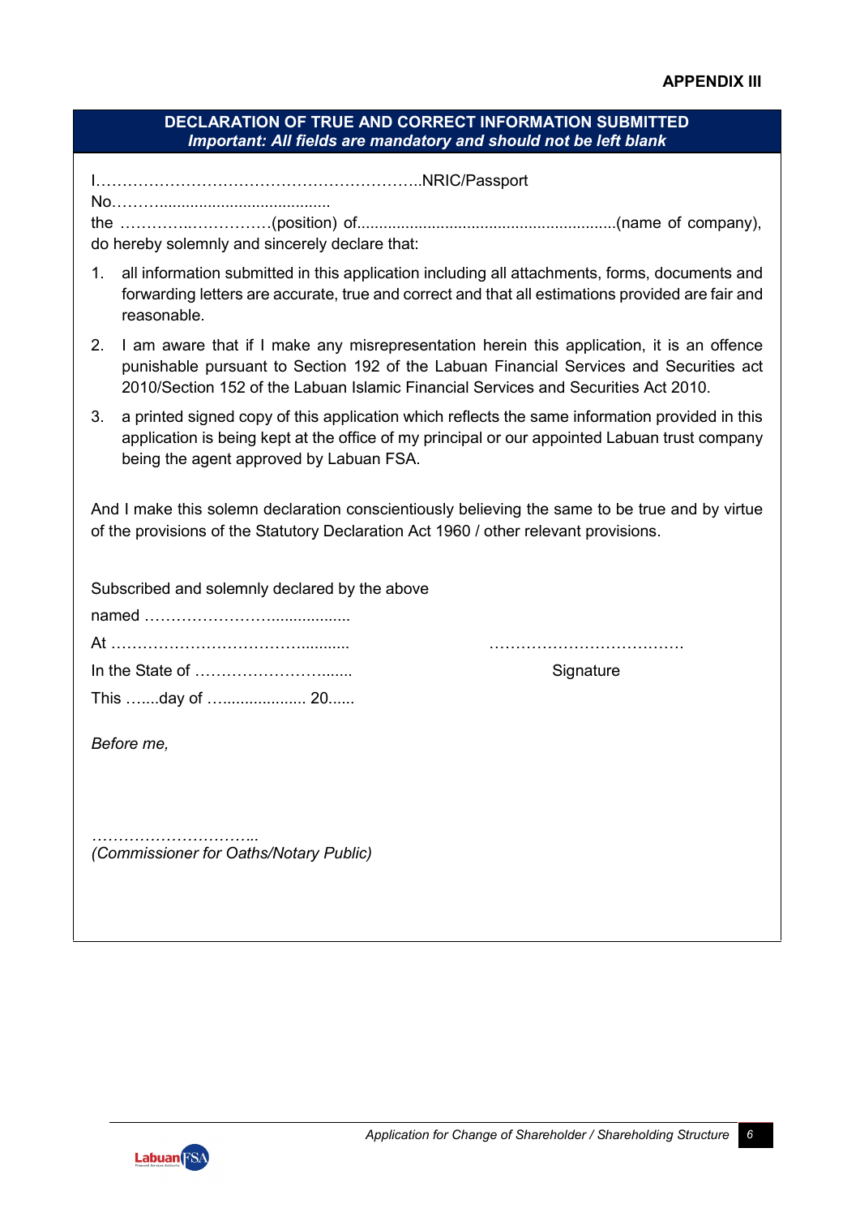**APPENDIX III**

**DECLARATION OF TRUE AND CORRECT INFORMATION SUBMITTED**
***Important: All fields are mandatory and should not be left blank***

I……………………………………………………..NRIC/Passport No………..................................... the ………….……………(position) of..........................................................(name of company), do hereby solemnly and sincerely declare that:

1. all information submitted in this application including all attachments, forms, documents and forwarding letters are accurate, true and correct and that all estimations provided are fair and reasonable.
2. I am aware that if I make any misrepresentation herein this application, it is an offence punishable pursuant to Section 192 of the Labuan Financial Services and Securities act 2010/Section 152 of the Labuan Islamic Financial Services and Securities Act 2010.
3. a printed signed copy of this application which reflects the same information provided in this application is being kept at the office of my principal or our appointed Labuan trust company being the agent approved by Labuan FSA.

And I make this solemn declaration conscientiously believing the same to be true and by virtue of the provisions of the Statutory Declaration Act 1960 / other relevant provisions.

Subscribed and solemnly declared by the above named …………………….................

At …………………………………..........

In the State of ……………………......

This …....day of …................... 20......

……………………………….

Signature

*Before me,*

…………………………..
*(Commissioner for Oaths/Notary Public)*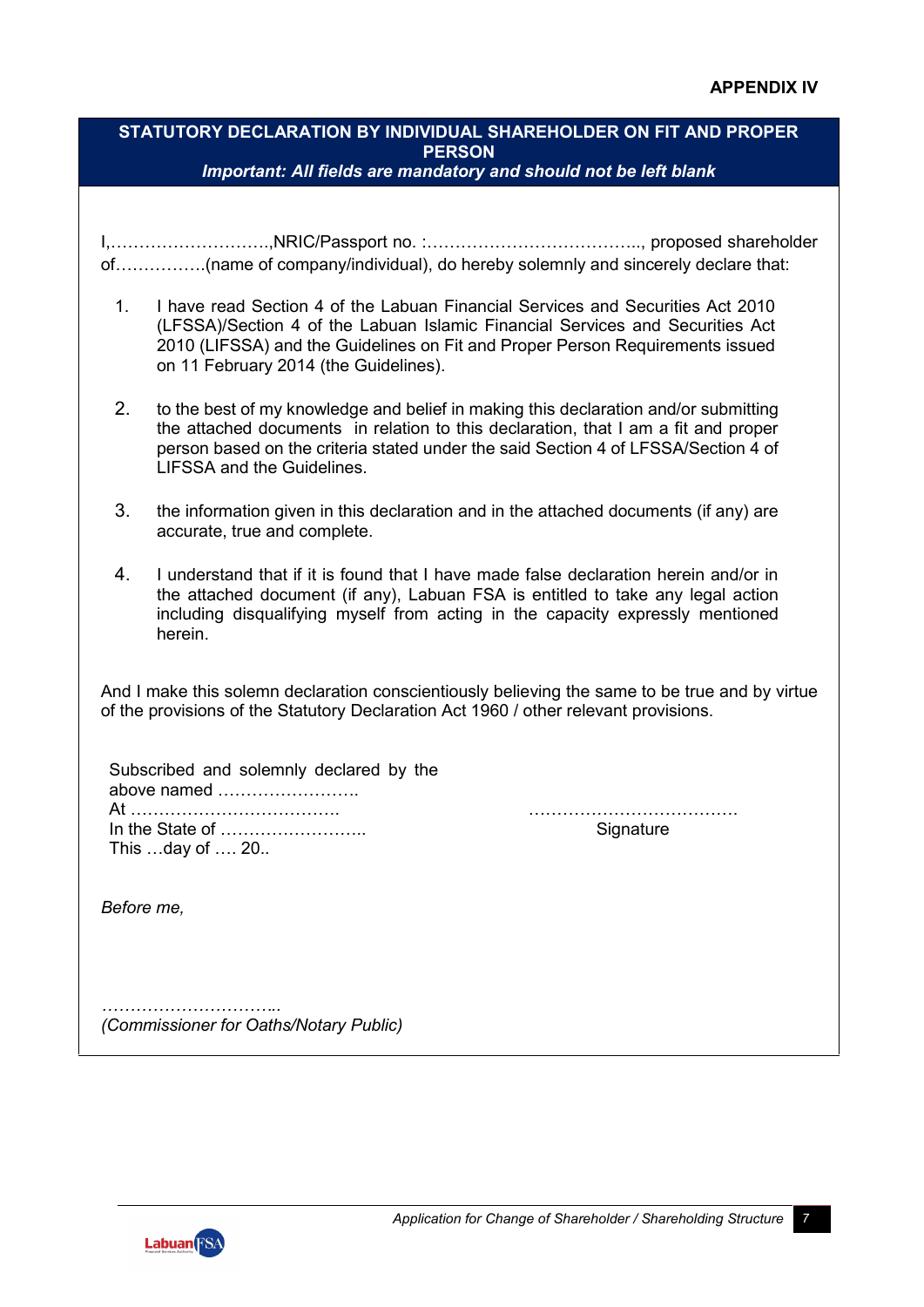**APPENDIX IV**

## STATUTORY DECLARATION BY INDIVIDUAL SHAREHOLDER ON FIT AND PROPER PERSON

***Important: All fields are mandatory and should not be left blank***

I,………………………..,NRIC/Passport no. :……………………………….., proposed shareholder of…………….(name of company/individual), do hereby solemnly and sincerely declare that:

1. I have read Section 4 of the Labuan Financial Services and Securities Act 2010 (LFSSA)/Section 4 of the Labuan Islamic Financial Services and Securities Act 2010 (LIFSSA) and the Guidelines on Fit and Proper Person Requirements issued on 11 February 2014 (the Guidelines).

2. to the best of my knowledge and belief in making this declaration and/or submitting the attached documents in relation to this declaration, that I am a fit and proper person based on the criteria stated under the said Section 4 of LFSSA/Section 4 of LIFSSA and the Guidelines.

3. the information given in this declaration and in the attached documents (if any) are accurate, true and complete.

4. I understand that if it is found that I have made false declaration herein and/or in the attached document (if any), Labuan FSA is entitled to take any legal action including disqualifying myself from acting in the capacity expressly mentioned herein.

And I make this solemn declaration conscientiously believing the same to be true and by virtue of the provisions of the Statutory Declaration Act 1960 / other relevant provisions.

Subscribed and solemnly declared by the above named ……………………..
At ……………………………….
In the State of ……………………..
This …day of …. 20..

……………………………….
Signature

*Before me,*

…………………………..
*(Commissioner for Oaths/Notary Public)*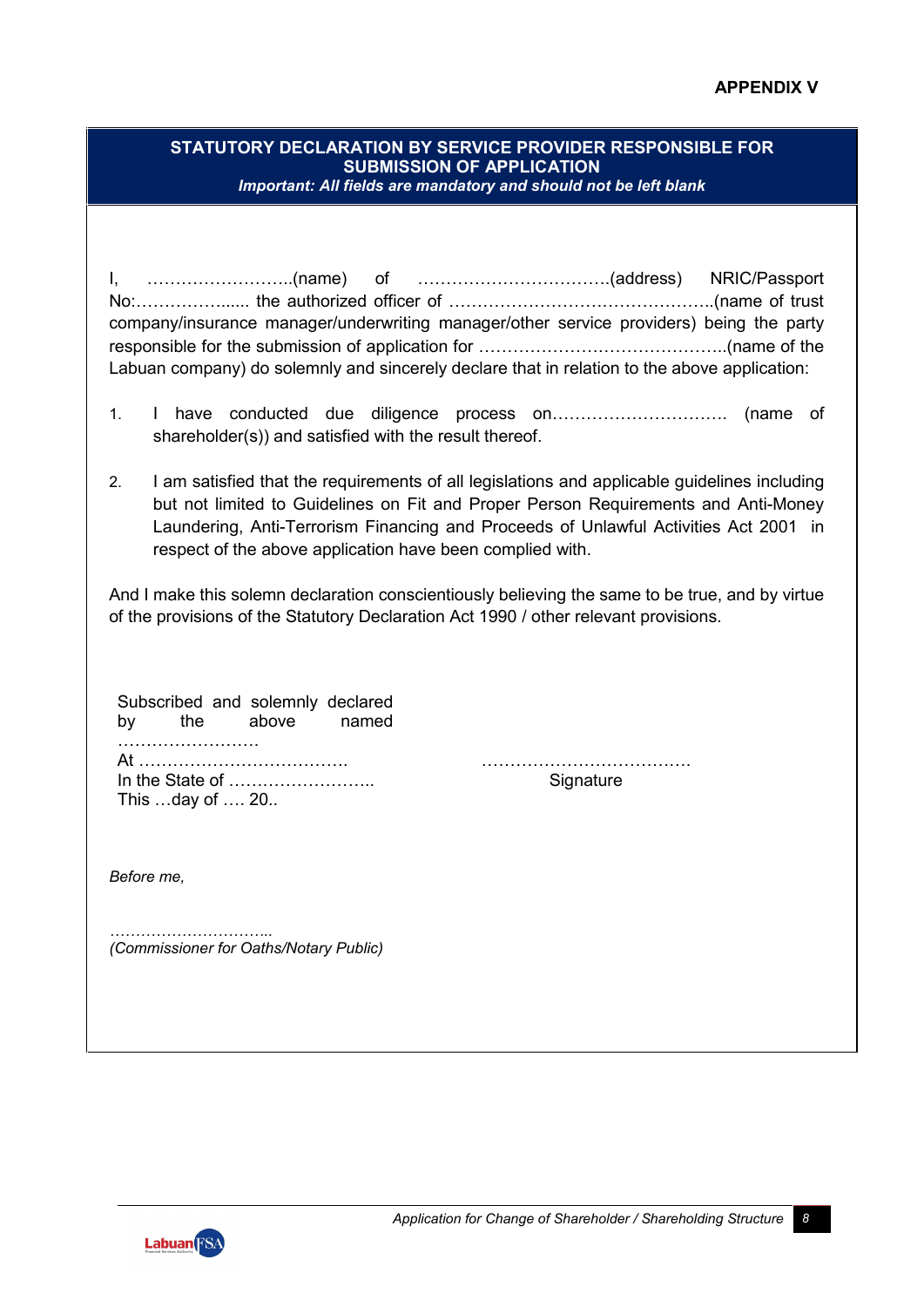**APPENDIX V**

**STATUTORY DECLARATION BY SERVICE PROVIDER RESPONSIBLE FOR SUBMISSION OF APPLICATION**

***Important: All fields are mandatory and should not be left blank***

I, ……………………..(name) of …………………………….(address) NRIC/Passport No:……………...... the authorized officer of ………………………………………..(name of trust company/insurance manager/underwriting manager/other service providers) being the party responsible for the submission of application for ……………………………………..(name of the Labuan company) do solemnly and sincerely declare that in relation to the above application:

1. I have conducted due diligence process on…………………………. (name of shareholder(s)) and satisfied with the result thereof.

2. I am satisfied that the requirements of all legislations and applicable guidelines including but not limited to Guidelines on Fit and Proper Person Requirements and Anti-Money Laundering, Anti-Terrorism Financing and Proceeds of Unlawful Activities Act 2001 in respect of the above application have been complied with.

And I make this solemn declaration conscientiously believing the same to be true, and by virtue of the provisions of the Statutory Declaration Act 1990 / other relevant provisions.

Subscribed and solemnly declared by the above named
……………………
At ……………………………….
In the State of ……………………..
This …day of …. 20..

……………………………….
Signature

*Before me,*

*…………………………..*
*(Commissioner for Oaths/Notary Public)*